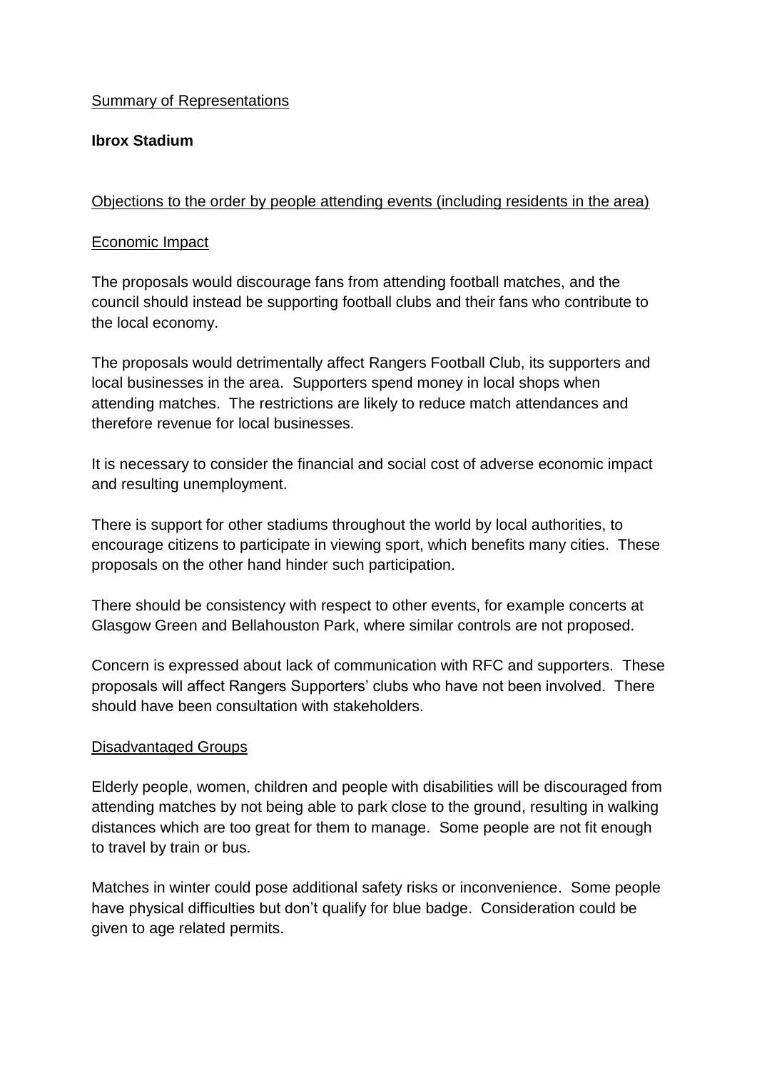Summary of Representations

**Ibrox Stadium**

Objections to the order by people attending events (including residents in the area)

Economic Impact

The proposals would discourage fans from attending football matches, and the council should instead be supporting football clubs and their fans who contribute to the local economy.

The proposals would detrimentally affect Rangers Football Club, its supporters and local businesses in the area. Supporters spend money in local shops when attending matches. The restrictions are likely to reduce match attendances and therefore revenue for local businesses.

It is necessary to consider the financial and social cost of adverse economic impact and resulting unemployment.

There is support for other stadiums throughout the world by local authorities, to encourage citizens to participate in viewing sport, which benefits many cities. These proposals on the other hand hinder such participation.

There should be consistency with respect to other events, for example concerts at Glasgow Green and Bellahouston Park, where similar controls are not proposed.

Concern is expressed about lack of communication with RFC and supporters. These proposals will affect Rangers Supporters' clubs who have not been involved. There should have been consultation with stakeholders.

Disadvantaged Groups

Elderly people, women, children and people with disabilities will be discouraged from attending matches by not being able to park close to the ground, resulting in walking distances which are too great for them to manage. Some people are not fit enough to travel by train or bus.

Matches in winter could pose additional safety risks or inconvenience. Some people have physical difficulties but don't qualify for blue badge. Consideration could be given to age related permits.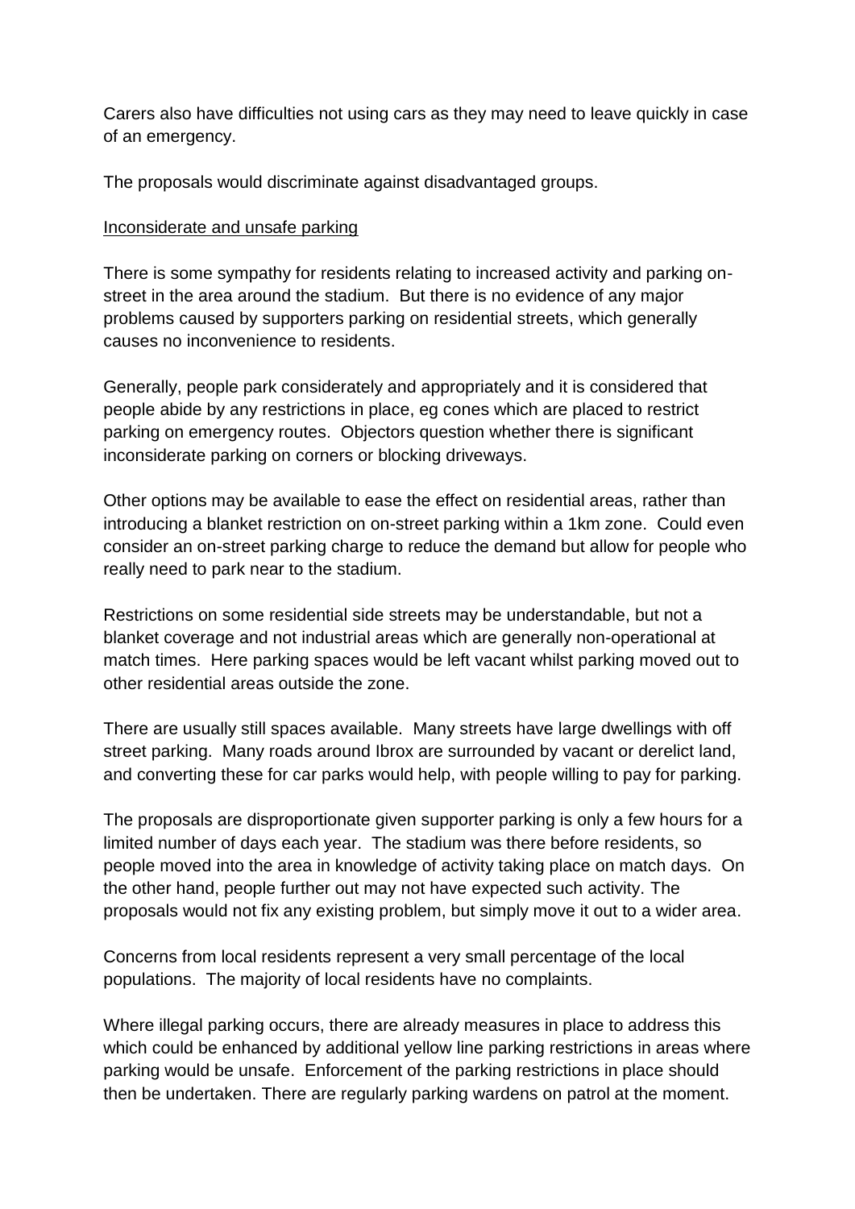Carers also have difficulties not using cars as they may need to leave quickly in case of an emergency.

The proposals would discriminate against disadvantaged groups.

<u>Inconsiderate and unsafe parking</u>

There is some sympathy for residents relating to increased activity and parking on-street in the area around the stadium. But there is no evidence of any major problems caused by supporters parking on residential streets, which generally causes no inconvenience to residents.

Generally, people park considerately and appropriately and it is considered that people abide by any restrictions in place, eg cones which are placed to restrict parking on emergency routes. Objectors question whether there is significant inconsiderate parking on corners or blocking driveways.

Other options may be available to ease the effect on residential areas, rather than introducing a blanket restriction on on-street parking within a 1km zone. Could even consider an on-street parking charge to reduce the demand but allow for people who really need to park near to the stadium.

Restrictions on some residential side streets may be understandable, but not a blanket coverage and not industrial areas which are generally non-operational at match times. Here parking spaces would be left vacant whilst parking moved out to other residential areas outside the zone.

There are usually still spaces available. Many streets have large dwellings with off street parking. Many roads around Ibrox are surrounded by vacant or derelict land, and converting these for car parks would help, with people willing to pay for parking.

The proposals are disproportionate given supporter parking is only a few hours for a limited number of days each year. The stadium was there before residents, so people moved into the area in knowledge of activity taking place on match days. On the other hand, people further out may not have expected such activity. The proposals would not fix any existing problem, but simply move it out to a wider area.

Concerns from local residents represent a very small percentage of the local populations. The majority of local residents have no complaints.

Where illegal parking occurs, there are already measures in place to address this which could be enhanced by additional yellow line parking restrictions in areas where parking would be unsafe. Enforcement of the parking restrictions in place should then be undertaken. There are regularly parking wardens on patrol at the moment.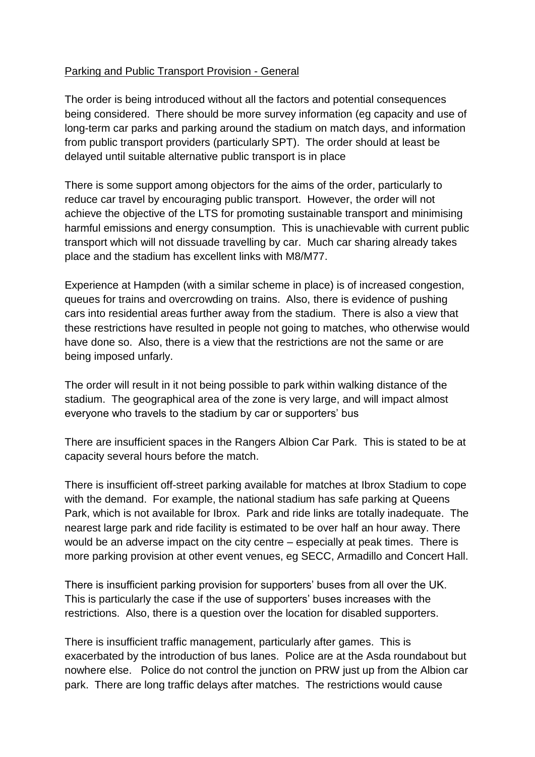Parking and Public Transport Provision - General

The order is being introduced without all the factors and potential consequences being considered. There should be more survey information (eg capacity and use of long-term car parks and parking around the stadium on match days, and information from public transport providers (particularly SPT). The order should at least be delayed until suitable alternative public transport is in place

There is some support among objectors for the aims of the order, particularly to reduce car travel by encouraging public transport. However, the order will not achieve the objective of the LTS for promoting sustainable transport and minimising harmful emissions and energy consumption. This is unachievable with current public transport which will not dissuade travelling by car. Much car sharing already takes place and the stadium has excellent links with M8/M77.

Experience at Hampden (with a similar scheme in place) is of increased congestion, queues for trains and overcrowding on trains. Also, there is evidence of pushing cars into residential areas further away from the stadium. There is also a view that these restrictions have resulted in people not going to matches, who otherwise would have done so. Also, there is a view that the restrictions are not the same or are being imposed unfarly.

The order will result in it not being possible to park within walking distance of the stadium. The geographical area of the zone is very large, and will impact almost everyone who travels to the stadium by car or supporters' bus

There are insufficient spaces in the Rangers Albion Car Park. This is stated to be at capacity several hours before the match.

There is insufficient off-street parking available for matches at Ibrox Stadium to cope with the demand. For example, the national stadium has safe parking at Queens Park, which is not available for Ibrox. Park and ride links are totally inadequate. The nearest large park and ride facility is estimated to be over half an hour away. There would be an adverse impact on the city centre – especially at peak times. There is more parking provision at other event venues, eg SECC, Armadillo and Concert Hall.

There is insufficient parking provision for supporters' buses from all over the UK. This is particularly the case if the use of supporters' buses increases with the restrictions. Also, there is a question over the location for disabled supporters.

There is insufficient traffic management, particularly after games. This is exacerbated by the introduction of bus lanes. Police are at the Asda roundabout but nowhere else. Police do not control the junction on PRW just up from the Albion car park. There are long traffic delays after matches. The restrictions would cause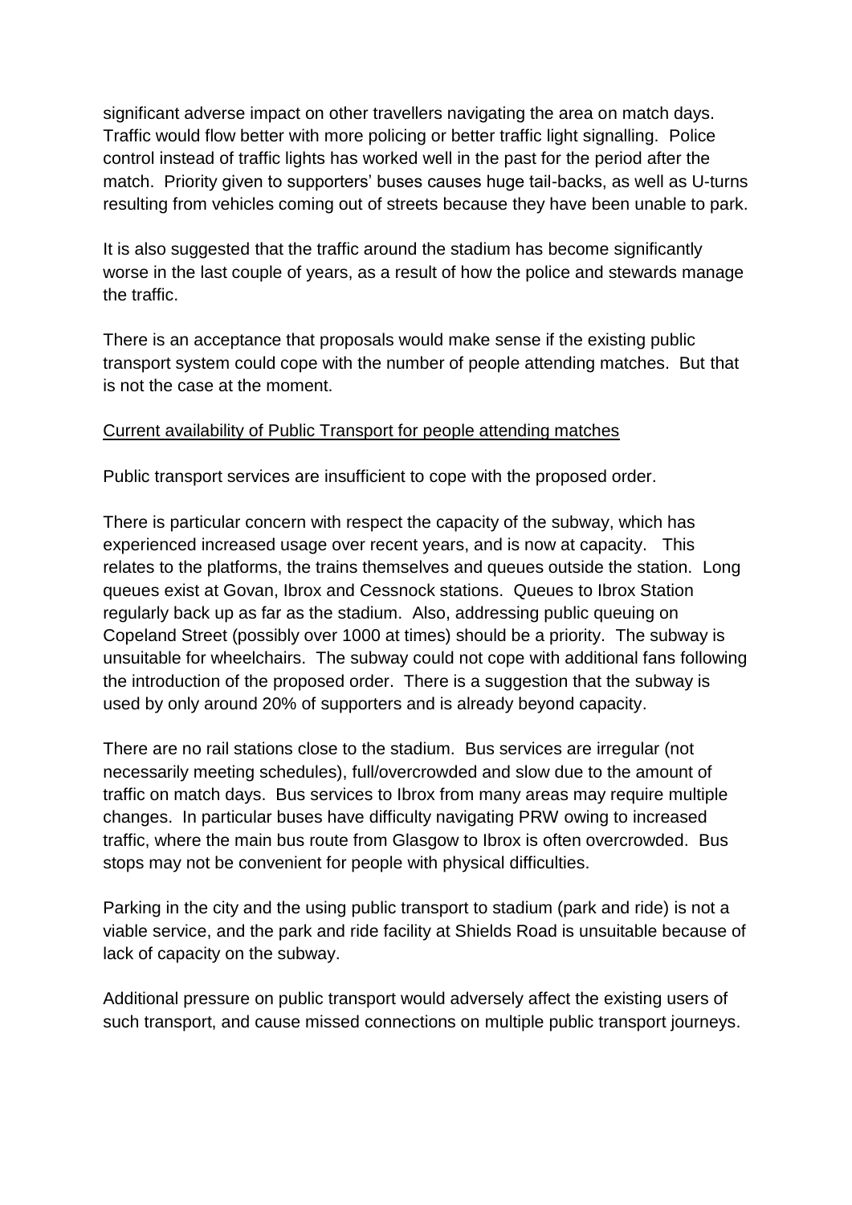significant adverse impact on other travellers navigating the area on match days. Traffic would flow better with more policing or better traffic light signalling. Police control instead of traffic lights has worked well in the past for the period after the match. Priority given to supporters' buses causes huge tail-backs, as well as U-turns resulting from vehicles coming out of streets because they have been unable to park.

It is also suggested that the traffic around the stadium has become significantly worse in the last couple of years, as a result of how the police and stewards manage the traffic.

There is an acceptance that proposals would make sense if the existing public transport system could cope with the number of people attending matches. But that is not the case at the moment.

<u>Current availability of Public Transport for people attending matches</u>

Public transport services are insufficient to cope with the proposed order.

There is particular concern with respect the capacity of the subway, which has experienced increased usage over recent years, and is now at capacity. This relates to the platforms, the trains themselves and queues outside the station. Long queues exist at Govan, Ibrox and Cessnock stations. Queues to Ibrox Station regularly back up as far as the stadium. Also, addressing public queuing on Copeland Street (possibly over 1000 at times) should be a priority. The subway is unsuitable for wheelchairs. The subway could not cope with additional fans following the introduction of the proposed order. There is a suggestion that the subway is used by only around 20% of supporters and is already beyond capacity.

There are no rail stations close to the stadium. Bus services are irregular (not necessarily meeting schedules), full/overcrowded and slow due to the amount of traffic on match days. Bus services to Ibrox from many areas may require multiple changes. In particular buses have difficulty navigating PRW owing to increased traffic, where the main bus route from Glasgow to Ibrox is often overcrowded. Bus stops may not be convenient for people with physical difficulties.

Parking in the city and the using public transport to stadium (park and ride) is not a viable service, and the park and ride facility at Shields Road is unsuitable because of lack of capacity on the subway.

Additional pressure on public transport would adversely affect the existing users of such transport, and cause missed connections on multiple public transport journeys.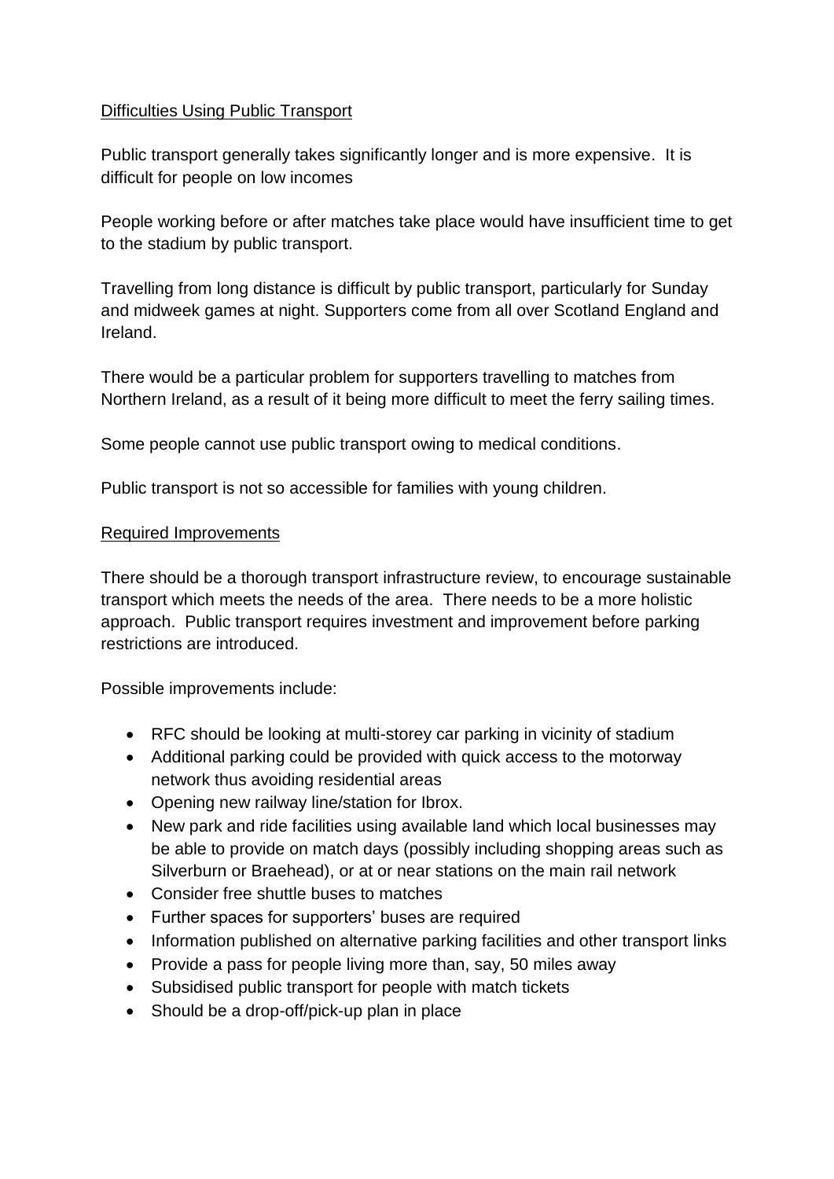<u>Difficulties Using Public Transport</u>

Public transport generally takes significantly longer and is more expensive. It is difficult for people on low incomes

People working before or after matches take place would have insufficient time to get to the stadium by public transport.

Travelling from long distance is difficult by public transport, particularly for Sunday and midweek games at night. Supporters come from all over Scotland England and Ireland.

There would be a particular problem for supporters travelling to matches from Northern Ireland, as a result of it being more difficult to meet the ferry sailing times.

Some people cannot use public transport owing to medical conditions.

Public transport is not so accessible for families with young children.

<u>Required Improvements</u>

There should be a thorough transport infrastructure review, to encourage sustainable transport which meets the needs of the area. There needs to be a more holistic approach. Public transport requires investment and improvement before parking restrictions are introduced.

Possible improvements include:

- RFC should be looking at multi-storey car parking in vicinity of stadium
- Additional parking could be provided with quick access to the motorway network thus avoiding residential areas
- Opening new railway line/station for Ibrox.
- New park and ride facilities using available land which local businesses may be able to provide on match days (possibly including shopping areas such as Silverburn or Braehead), or at or near stations on the main rail network
- Consider free shuttle buses to matches
- Further spaces for supporters' buses are required
- Information published on alternative parking facilities and other transport links
- Provide a pass for people living more than, say, 50 miles away
- Subsidised public transport for people with match tickets
- Should be a drop-off/pick-up plan in place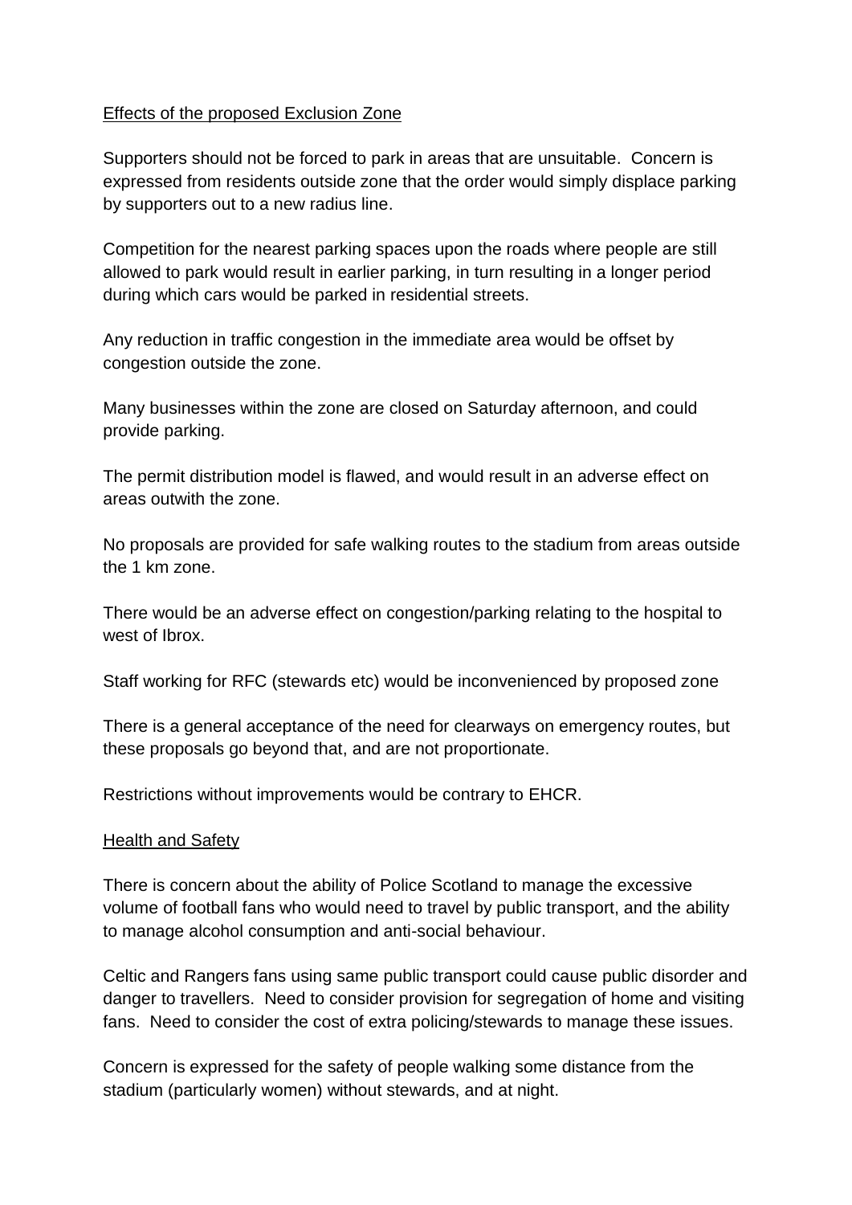<u>Effects of the proposed Exclusion Zone</u>

Supporters should not be forced to park in areas that are unsuitable. Concern is expressed from residents outside zone that the order would simply displace parking by supporters out to a new radius line.

Competition for the nearest parking spaces upon the roads where people are still allowed to park would result in earlier parking, in turn resulting in a longer period during which cars would be parked in residential streets.

Any reduction in traffic congestion in the immediate area would be offset by congestion outside the zone.

Many businesses within the zone are closed on Saturday afternoon, and could provide parking.

The permit distribution model is flawed, and would result in an adverse effect on areas outwith the zone.

No proposals are provided for safe walking routes to the stadium from areas outside the 1 km zone.

There would be an adverse effect on congestion/parking relating to the hospital to west of Ibrox.

Staff working for RFC (stewards etc) would be inconvenienced by proposed zone

There is a general acceptance of the need for clearways on emergency routes, but these proposals go beyond that, and are not proportionate.

Restrictions without improvements would be contrary to EHCR.

<u>Health and Safety</u>

There is concern about the ability of Police Scotland to manage the excessive volume of football fans who would need to travel by public transport, and the ability to manage alcohol consumption and anti-social behaviour.

Celtic and Rangers fans using same public transport could cause public disorder and danger to travellers. Need to consider provision for segregation of home and visiting fans. Need to consider the cost of extra policing/stewards to manage these issues.

Concern is expressed for the safety of people walking some distance from the stadium (particularly women) without stewards, and at night.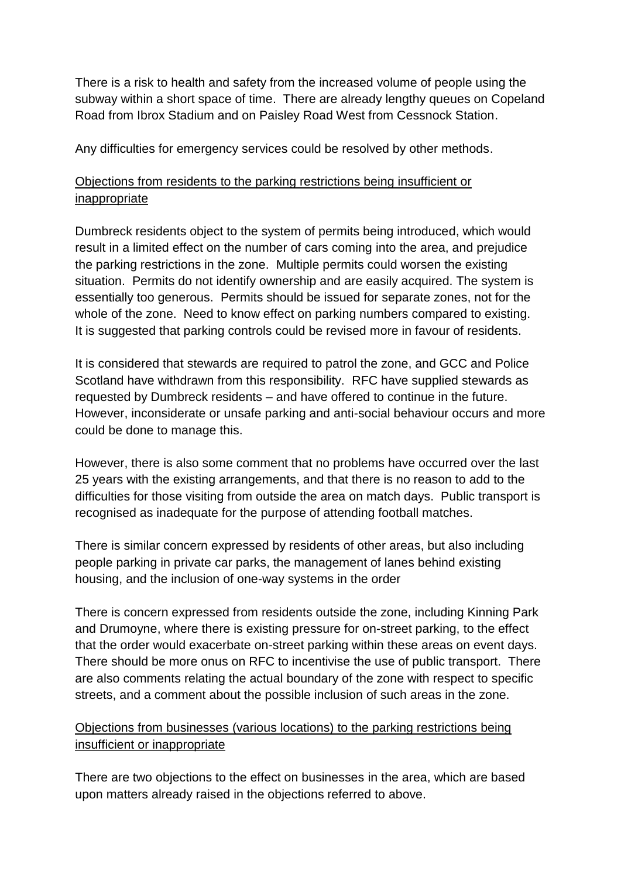There is a risk to health and safety from the increased volume of people using the subway within a short space of time. There are already lengthy queues on Copeland Road from Ibrox Stadium and on Paisley Road West from Cessnock Station.

Any difficulties for emergency services could be resolved by other methods.

<u>Objections from residents to the parking restrictions being insufficient or inappropriate</u>

Dumbreck residents object to the system of permits being introduced, which would result in a limited effect on the number of cars coming into the area, and prejudice the parking restrictions in the zone. Multiple permits could worsen the existing situation. Permits do not identify ownership and are easily acquired. The system is essentially too generous. Permits should be issued for separate zones, not for the whole of the zone. Need to know effect on parking numbers compared to existing. It is suggested that parking controls could be revised more in favour of residents.

It is considered that stewards are required to patrol the zone, and GCC and Police Scotland have withdrawn from this responsibility. RFC have supplied stewards as requested by Dumbreck residents – and have offered to continue in the future. However, inconsiderate or unsafe parking and anti-social behaviour occurs and more could be done to manage this.

However, there is also some comment that no problems have occurred over the last 25 years with the existing arrangements, and that there is no reason to add to the difficulties for those visiting from outside the area on match days. Public transport is recognised as inadequate for the purpose of attending football matches.

There is similar concern expressed by residents of other areas, but also including people parking in private car parks, the management of lanes behind existing housing, and the inclusion of one-way systems in the order

There is concern expressed from residents outside the zone, including Kinning Park and Drumoyne, where there is existing pressure for on-street parking, to the effect that the order would exacerbate on-street parking within these areas on event days. There should be more onus on RFC to incentivise the use of public transport. There are also comments relating the actual boundary of the zone with respect to specific streets, and a comment about the possible inclusion of such areas in the zone.

<u>Objections from businesses (various locations) to the parking restrictions being insufficient or inappropriate</u>

There are two objections to the effect on businesses in the area, which are based upon matters already raised in the objections referred to above.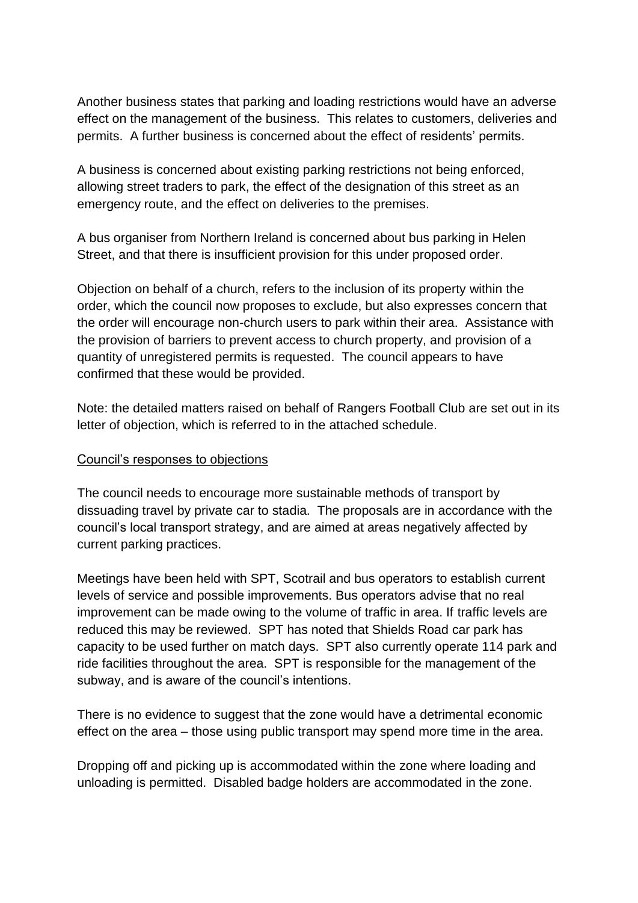Another business states that parking and loading restrictions would have an adverse effect on the management of the business. This relates to customers, deliveries and permits. A further business is concerned about the effect of residents' permits.

A business is concerned about existing parking restrictions not being enforced, allowing street traders to park, the effect of the designation of this street as an emergency route, and the effect on deliveries to the premises.

A bus organiser from Northern Ireland is concerned about bus parking in Helen Street, and that there is insufficient provision for this under proposed order.

Objection on behalf of a church, refers to the inclusion of its property within the order, which the council now proposes to exclude, but also expresses concern that the order will encourage non-church users to park within their area. Assistance with the provision of barriers to prevent access to church property, and provision of a quantity of unregistered permits is requested. The council appears to have confirmed that these would be provided.

Note: the detailed matters raised on behalf of Rangers Football Club are set out in its letter of objection, which is referred to in the attached schedule.

<u>Council's responses to objections</u>

The council needs to encourage more sustainable methods of transport by dissuading travel by private car to stadia. The proposals are in accordance with the council's local transport strategy, and are aimed at areas negatively affected by current parking practices.

Meetings have been held with SPT, Scotrail and bus operators to establish current levels of service and possible improvements. Bus operators advise that no real improvement can be made owing to the volume of traffic in area. If traffic levels are reduced this may be reviewed. SPT has noted that Shields Road car park has capacity to be used further on match days. SPT also currently operate 114 park and ride facilities throughout the area. SPT is responsible for the management of the subway, and is aware of the council's intentions.

There is no evidence to suggest that the zone would have a detrimental economic effect on the area – those using public transport may spend more time in the area.

Dropping off and picking up is accommodated within the zone where loading and unloading is permitted. Disabled badge holders are accommodated in the zone.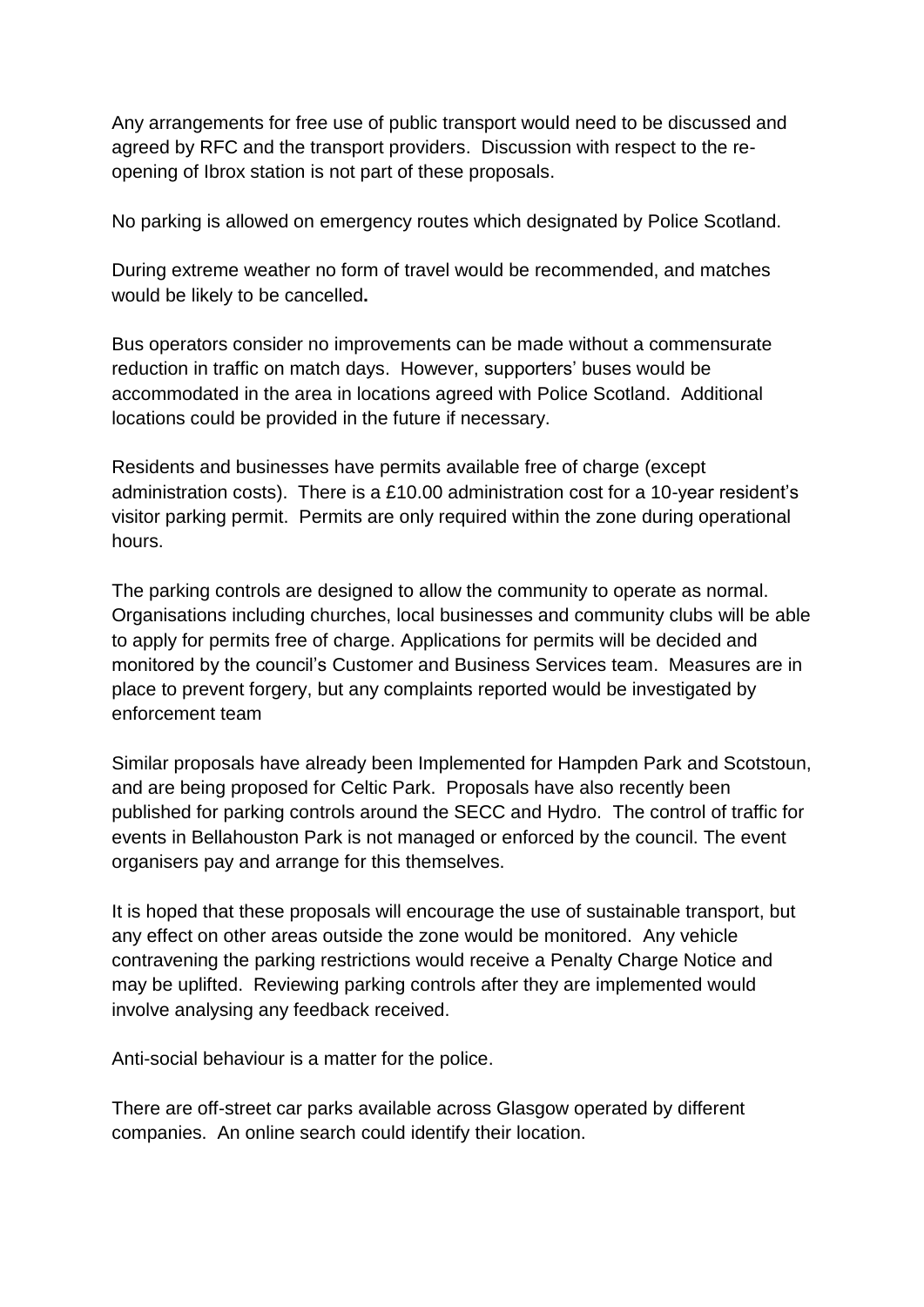Any arrangements for free use of public transport would need to be discussed and agreed by RFC and the transport providers. Discussion with respect to the re-opening of Ibrox station is not part of these proposals.

No parking is allowed on emergency routes which designated by Police Scotland.

During extreme weather no form of travel would be recommended, and matches would be likely to be cancelled**.**

Bus operators consider no improvements can be made without a commensurate reduction in traffic on match days. However, supporters' buses would be accommodated in the area in locations agreed with Police Scotland. Additional locations could be provided in the future if necessary.

Residents and businesses have permits available free of charge (except administration costs). There is a £10.00 administration cost for a 10-year resident's visitor parking permit. Permits are only required within the zone during operational hours.

The parking controls are designed to allow the community to operate as normal. Organisations including churches, local businesses and community clubs will be able to apply for permits free of charge. Applications for permits will be decided and monitored by the council's Customer and Business Services team. Measures are in place to prevent forgery, but any complaints reported would be investigated by enforcement team

Similar proposals have already been Implemented for Hampden Park and Scotstoun, and are being proposed for Celtic Park. Proposals have also recently been published for parking controls around the SECC and Hydro. The control of traffic for events in Bellahouston Park is not managed or enforced by the council. The event organisers pay and arrange for this themselves.

It is hoped that these proposals will encourage the use of sustainable transport, but any effect on other areas outside the zone would be monitored. Any vehicle contravening the parking restrictions would receive a Penalty Charge Notice and may be uplifted. Reviewing parking controls after they are implemented would involve analysing any feedback received.

Anti-social behaviour is a matter for the police.

There are off-street car parks available across Glasgow operated by different companies. An online search could identify their location.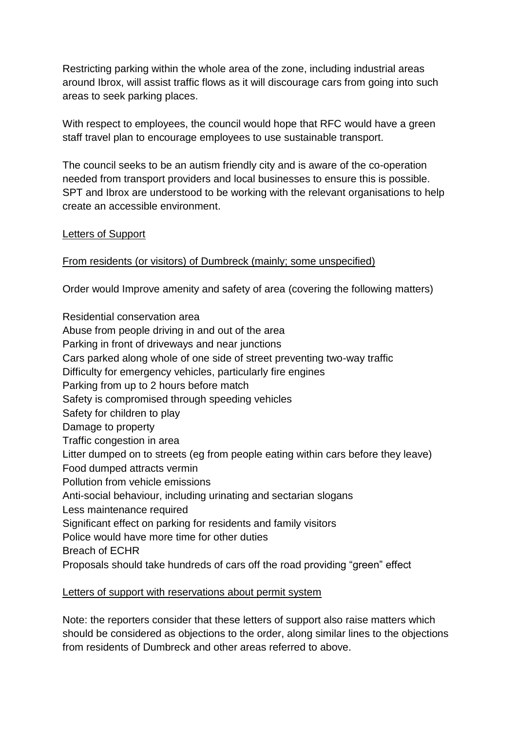Restricting parking within the whole area of the zone, including industrial areas around Ibrox, will assist traffic flows as it will discourage cars from going into such areas to seek parking places.

With respect to employees, the council would hope that RFC would have a green staff travel plan to encourage employees to use sustainable transport.

The council seeks to be an autism friendly city and is aware of the co-operation needed from transport providers and local businesses to ensure this is possible. SPT and Ibrox are understood to be working with the relevant organisations to help create an accessible environment.

<u>Letters of Support</u>

<u>From residents (or visitors) of Dumbreck (mainly; some unspecified)</u>

Order would Improve amenity and safety of area (covering the following matters)

Residential conservation area
Abuse from people driving in and out of the area
Parking in front of driveways and near junctions
Cars parked along whole of one side of street preventing two-way traffic
Difficulty for emergency vehicles, particularly fire engines
Parking from up to 2 hours before match
Safety is compromised through speeding vehicles
Safety for children to play
Damage to property
Traffic congestion in area
Litter dumped on to streets (eg from people eating within cars before they leave)
Food dumped attracts vermin
Pollution from vehicle emissions
Anti-social behaviour, including urinating and sectarian slogans
Less maintenance required
Significant effect on parking for residents and family visitors
Police would have more time for other duties
Breach of ECHR
Proposals should take hundreds of cars off the road providing "green" effect

<u>Letters of support with reservations about permit system</u>

Note: the reporters consider that these letters of support also raise matters which should be considered as objections to the order, along similar lines to the objections from residents of Dumbreck and other areas referred to above.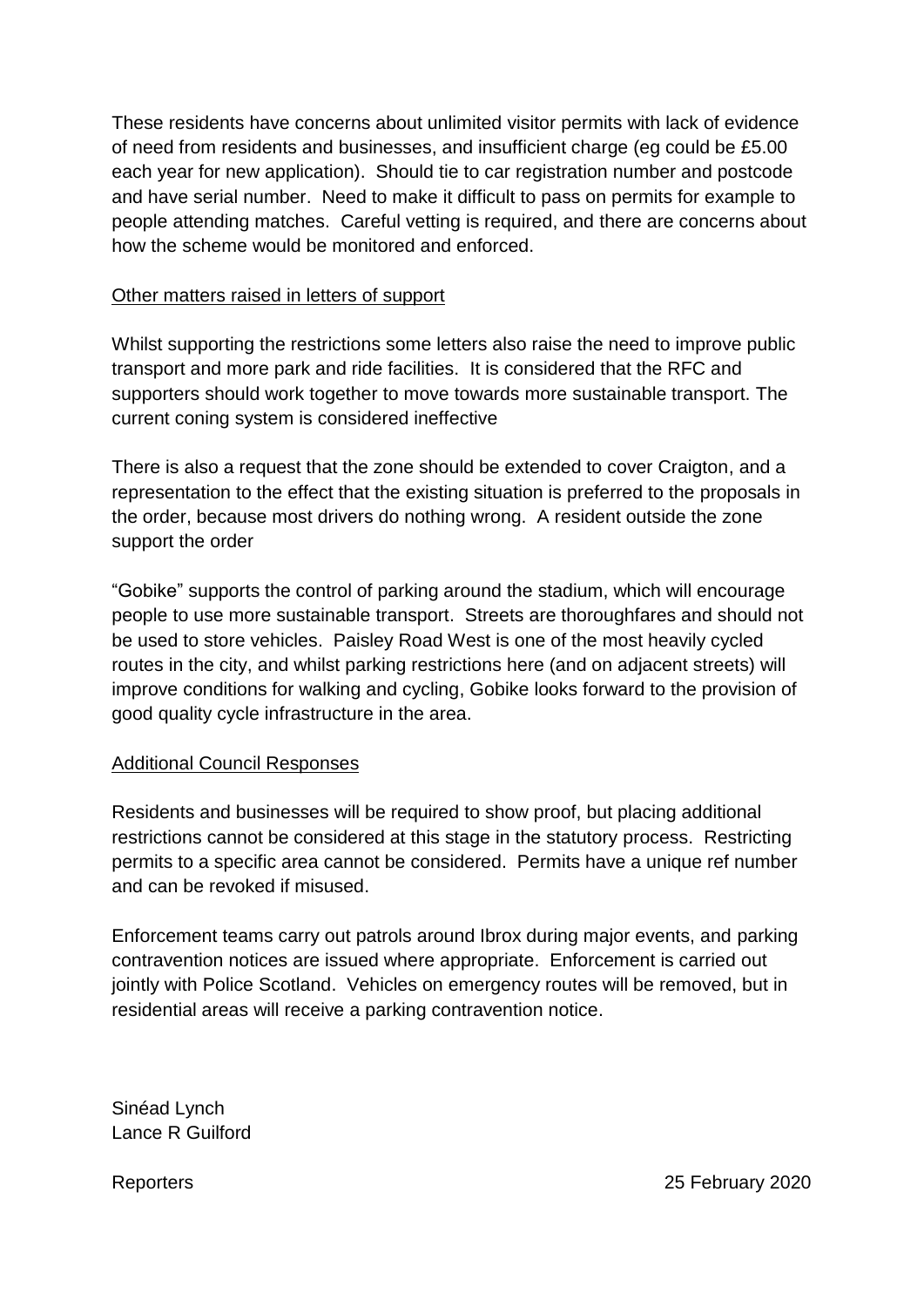These residents have concerns about unlimited visitor permits with lack of evidence of need from residents and businesses, and insufficient charge (eg could be £5.00 each year for new application). Should tie to car registration number and postcode and have serial number. Need to make it difficult to pass on permits for example to people attending matches. Careful vetting is required, and there are concerns about how the scheme would be monitored and enforced.

<u>Other matters raised in letters of support</u>

Whilst supporting the restrictions some letters also raise the need to improve public transport and more park and ride facilities. It is considered that the RFC and supporters should work together to move towards more sustainable transport. The current coning system is considered ineffective

There is also a request that the zone should be extended to cover Craigton, and a representation to the effect that the existing situation is preferred to the proposals in the order, because most drivers do nothing wrong. A resident outside the zone support the order

"Gobike" supports the control of parking around the stadium, which will encourage people to use more sustainable transport. Streets are thoroughfares and should not be used to store vehicles. Paisley Road West is one of the most heavily cycled routes in the city, and whilst parking restrictions here (and on adjacent streets) will improve conditions for walking and cycling, Gobike looks forward to the provision of good quality cycle infrastructure in the area.

<u>Additional Council Responses</u>

Residents and businesses will be required to show proof, but placing additional restrictions cannot be considered at this stage in the statutory process. Restricting permits to a specific area cannot be considered. Permits have a unique ref number and can be revoked if misused.

Enforcement teams carry out patrols around Ibrox during major events, and parking contravention notices are issued where appropriate. Enforcement is carried out jointly with Police Scotland. Vehicles on emergency routes will be removed, but in residential areas will receive a parking contravention notice.

Sinéad Lynch
Lance R Guilford

Reporters — 25 February 2020